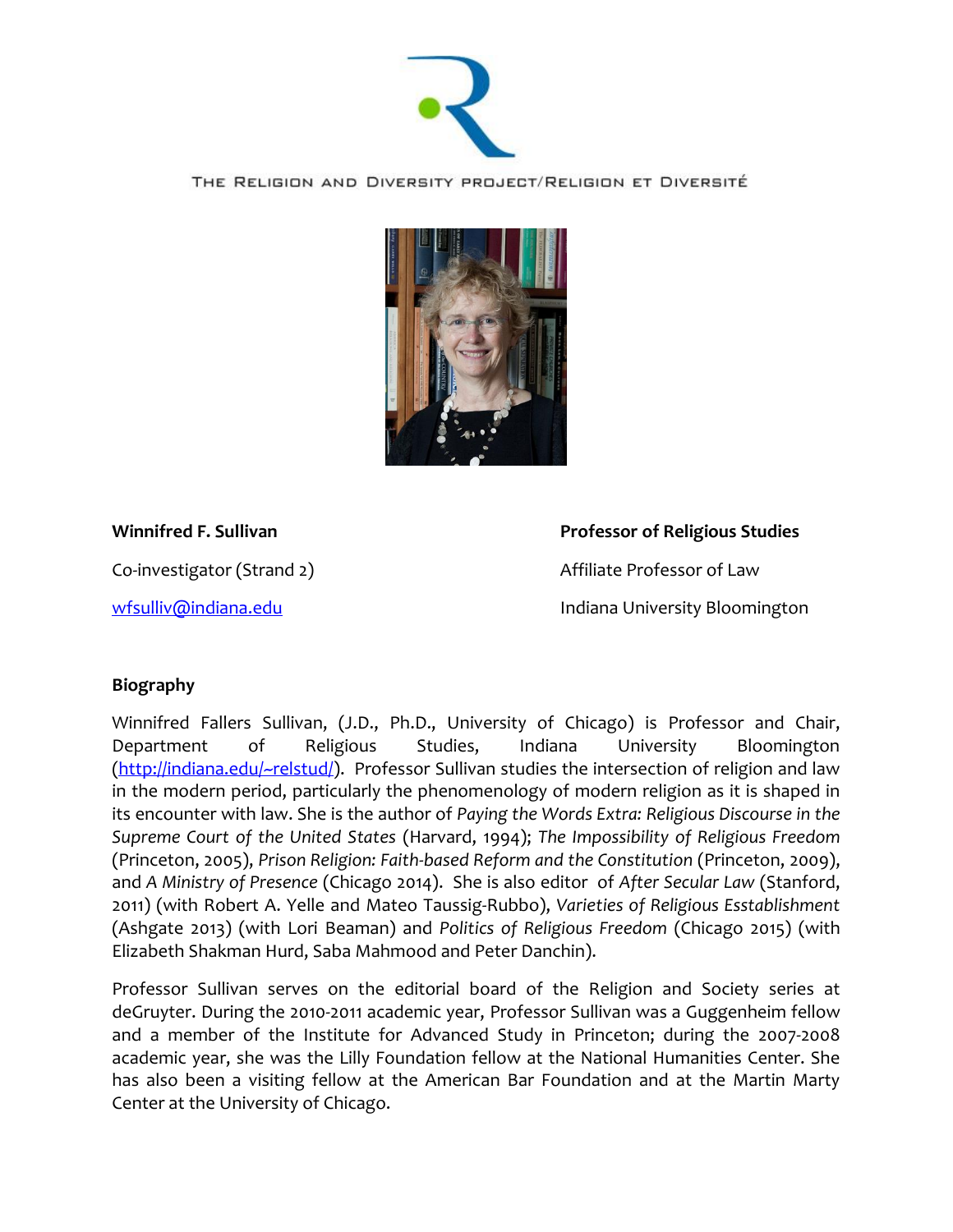THE RELIGION AND DIVERSITY PROJECT/RELIGION ET DIVERSITÉ

**Winnifred F. Sullivan**

Co-investigator (Strand 2)

[wfsulliv@indiana.edu](mailto:wfsulliv@indiana.edu)

**Professor of Religious Studies**

Affiliate Professor of Law

Indiana University Bloomington

**Biography**

Winnifred Fallers Sullivan, (J.D., Ph.D., University of Chicago) is Professor and Chair, Department of Religious Studies, Indiana University Bloomington ([http://indiana.edu/~relstud/](http://indiana.edu/~relstud/)). Professor Sullivan studies the intersection of religion and law in the modern period, particularly the phenomenology of modern religion as it is shaped in its encounter with law. She is the author of *Paying the Words Extra: Religious Discourse in the Supreme Court of the United States* (Harvard, 1994); *The Impossibility of Religious Freedom* (Princeton, 2005), *Prison Religion: Faith-based Reform and the Constitution* (Princeton, 2009), and *A Ministry of Presence* (Chicago 2014). She is also editor of *After Secular Law* (Stanford, 2011) (with Robert A. Yelle and Mateo Taussig-Rubbo), *Varieties of Religious Esstablishment* (Ashgate 2013) (with Lori Beaman) and *Politics of Religious Freedom* (Chicago 2015) (with Elizabeth Shakman Hurd, Saba Mahmood and Peter Danchin).

Professor Sullivan serves on the editorial board of the Religion and Society series at deGruyter. During the 2010-2011 academic year, Professor Sullivan was a Guggenheim fellow and a member of the Institute for Advanced Study in Princeton; during the 2007-2008 academic year, she was the Lilly Foundation fellow at the National Humanities Center. She has also been a visiting fellow at the American Bar Foundation and at the Martin Marty Center at the University of Chicago.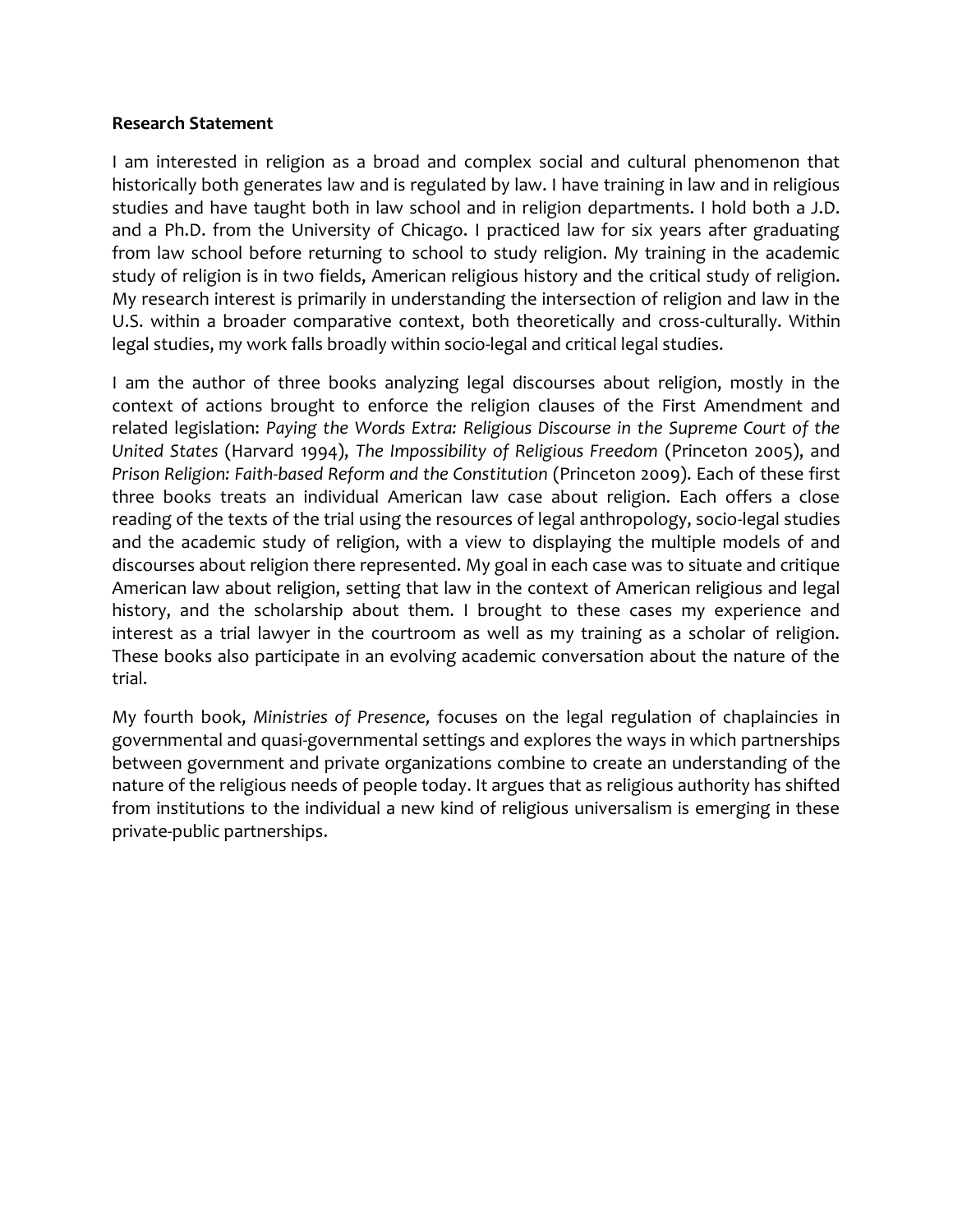**Research Statement**

I am interested in religion as a broad and complex social and cultural phenomenon that historically both generates law and is regulated by law. I have training in law and in religious studies and have taught both in law school and in religion departments. I hold both a J.D. and a Ph.D. from the University of Chicago. I practiced law for six years after graduating from law school before returning to school to study religion. My training in the academic study of religion is in two fields, American religious history and the critical study of religion. My research interest is primarily in understanding the intersection of religion and law in the U.S. within a broader comparative context, both theoretically and cross-culturally. Within legal studies, my work falls broadly within socio-legal and critical legal studies.

I am the author of three books analyzing legal discourses about religion, mostly in the context of actions brought to enforce the religion clauses of the First Amendment and related legislation: *Paying the Words Extra: Religious Discourse in the Supreme Court of the United States* (Harvard 1994), *The Impossibility of Religious Freedom* (Princeton 2005), and *Prison Religion: Faith-based Reform and the Constitution* (Princeton 2009). Each of these first three books treats an individual American law case about religion. Each offers a close reading of the texts of the trial using the resources of legal anthropology, socio-legal studies and the academic study of religion, with a view to displaying the multiple models of and discourses about religion there represented. My goal in each case was to situate and critique American law about religion, setting that law in the context of American religious and legal history, and the scholarship about them. I brought to these cases my experience and interest as a trial lawyer in the courtroom as well as my training as a scholar of religion. These books also participate in an evolving academic conversation about the nature of the trial.

My fourth book, *Ministries of Presence,* focuses on the legal regulation of chaplaincies in governmental and quasi-governmental settings and explores the ways in which partnerships between government and private organizations combine to create an understanding of the nature of the religious needs of people today. It argues that as religious authority has shifted from institutions to the individual a new kind of religious universalism is emerging in these private-public partnerships.